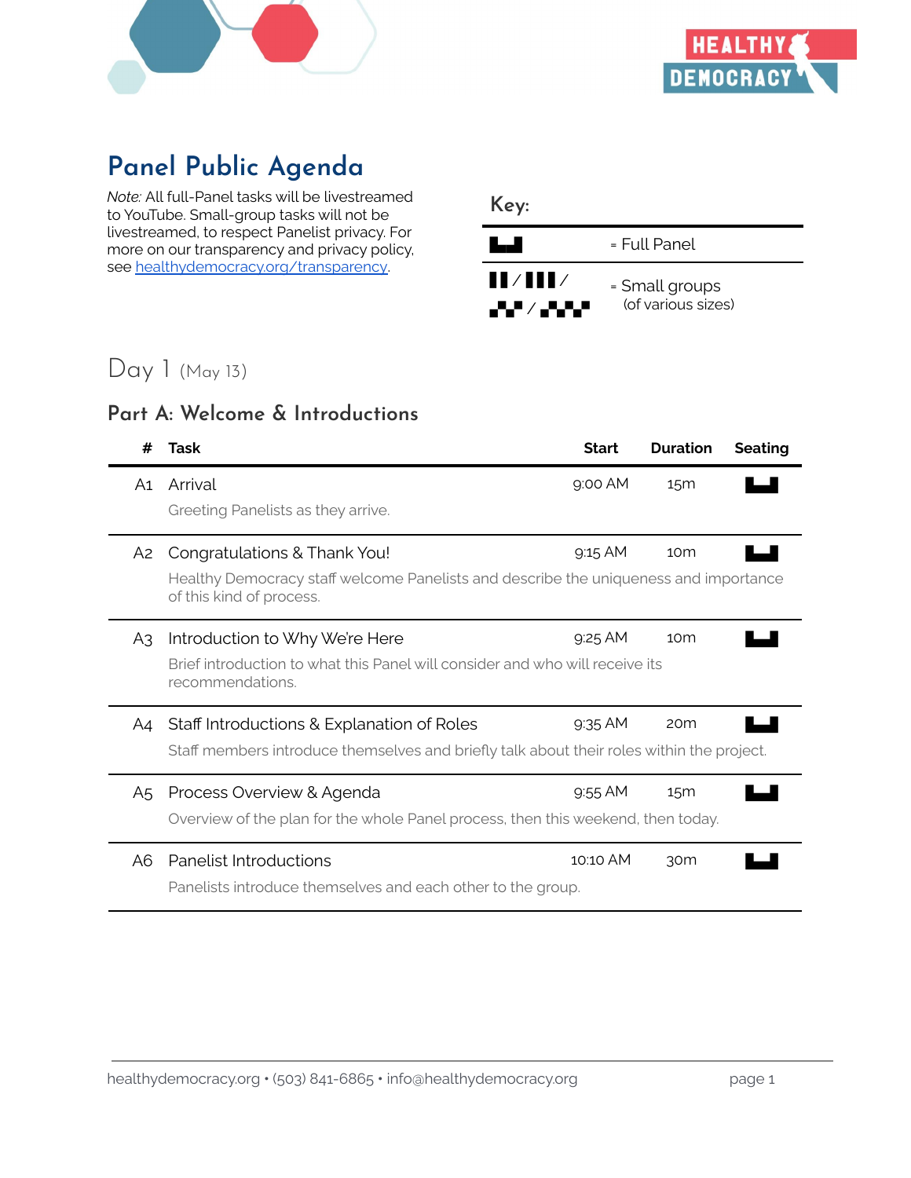# Panel Public Agenda

*Note:* All full-Panel tasks will be livestreamed to YouTube. Small-group tasks will not be livestreamed, to respect Panelist privacy. For more on our transparency and privacy policy, see healthydemocracy.org/transparency.

**Key:**

| Symbol | Meaning |
| --- | --- |
| ▄▄ | = Full Panel |
| ▌▌/ ▌▌▌/ ▞▞/ ▞▞▞ | = Small groups (of various sizes) |

## Day 1 (May 13)

### Part A: Welcome & Introductions

| # | Task | Start | Duration | Seating |
| --- | --- | --- | --- | --- |
| A1 | Arrival<br>Greeting Panelists as they arrive. | 9:00 AM | 15m | Full Panel |
| A2 | Congratulations & Thank You!<br>Healthy Democracy staff welcome Panelists and describe the uniqueness and importance of this kind of process. | 9:15 AM | 10m | Full Panel |
| A3 | Introduction to Why We're Here<br>Brief introduction to what this Panel will consider and who will receive its recommendations. | 9:25 AM | 10m | Full Panel |
| A4 | Staff Introductions & Explanation of Roles<br>Staff members introduce themselves and briefly talk about their roles within the project. | 9:35 AM | 20m | Full Panel |
| A5 | Process Overview & Agenda<br>Overview of the plan for the whole Panel process, then this weekend, then today. | 9:55 AM | 15m | Full Panel |
| A6 | Panelist Introductions<br>Panelists introduce themselves and each other to the group. | 10:10 AM | 30m | Full Panel |

healthydemocracy.org • (503) 841-6865 • info@healthydemocracy.org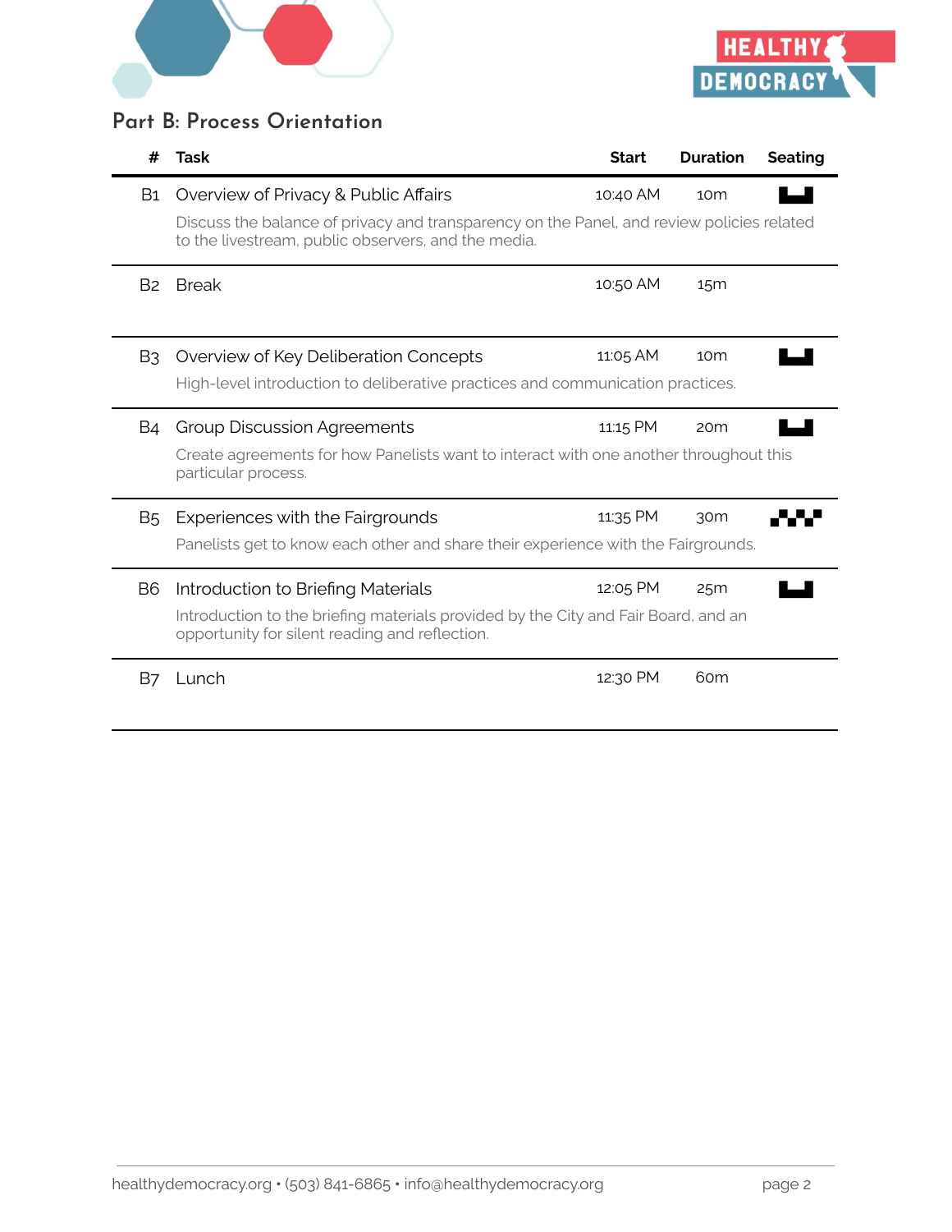## Part B: Process Orientation

| # | Task | Start | Duration | Seating |
|---|---|---|---|---|
| B1 | Overview of Privacy & Public Affairs<br>Discuss the balance of privacy and transparency on the Panel, and review policies related to the livestream, public observers, and the media. | 10:40 AM | 10m | |
| B2 | Break | 10:50 AM | 15m | |
| B3 | Overview of Key Deliberation Concepts<br>High-level introduction to deliberative practices and communication practices. | 11:05 AM | 10m | |
| B4 | Group Discussion Agreements<br>Create agreements for how Panelists want to interact with one another throughout this particular process. | 11:15 PM | 20m | |
| B5 | Experiences with the Fairgrounds<br>Panelists get to know each other and share their experience with the Fairgrounds. | 11:35 PM | 30m | |
| B6 | Introduction to Briefing Materials<br>Introduction to the briefing materials provided by the City and Fair Board, and an opportunity for silent reading and reflection. | 12:05 PM | 25m | |
| B7 | Lunch | 12:30 PM | 60m | |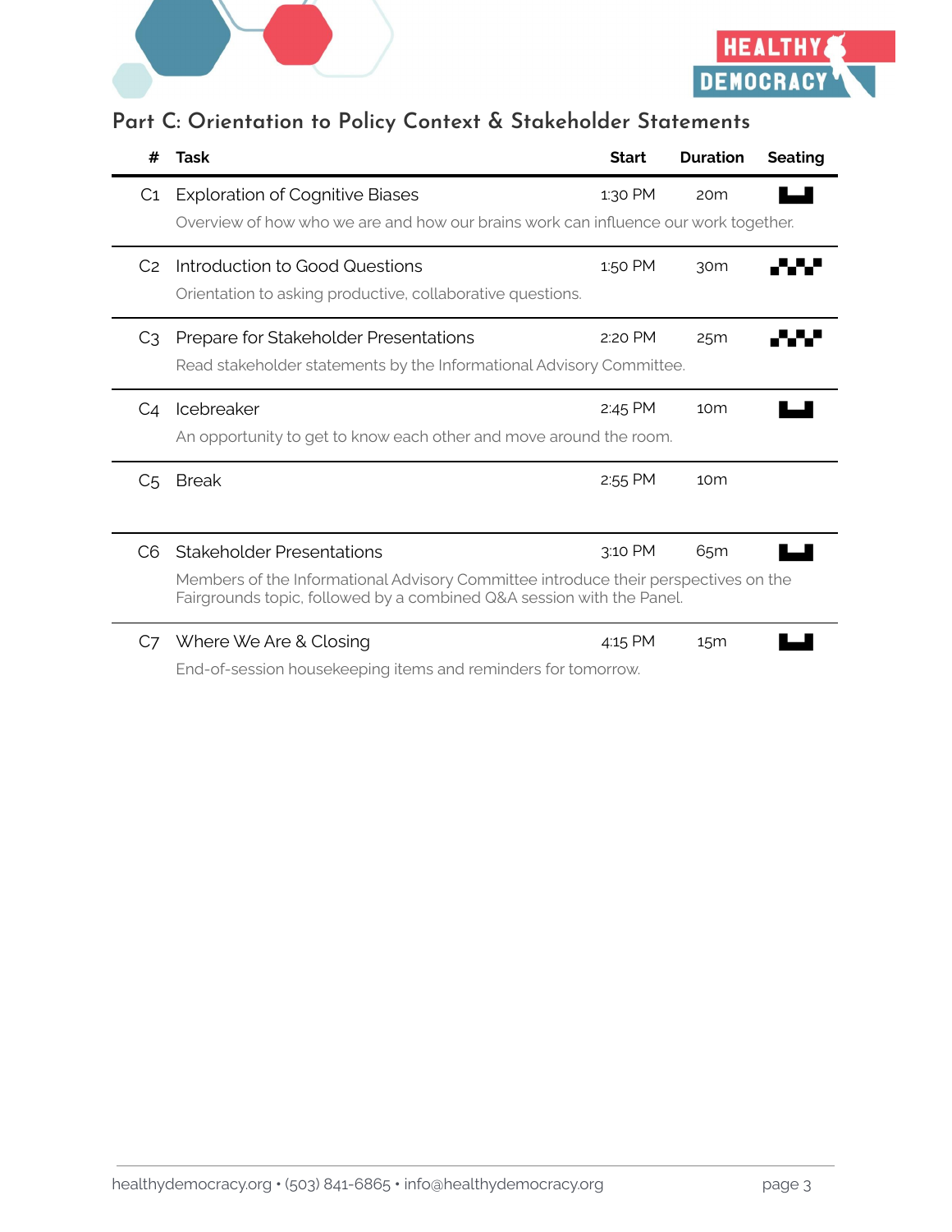## Part C: Orientation to Policy Context & Stakeholder Statements

| # | Task | Start | Duration | Seating |
|---|---|---|---|---|
| C1 | Exploration of Cognitive Biases<br>Overview of how who we are and how our brains work can influence our work together. | 1:30 PM | 20m | |
| C2 | Introduction to Good Questions<br>Orientation to asking productive, collaborative questions. | 1:50 PM | 30m | |
| C3 | Prepare for Stakeholder Presentations<br>Read stakeholder statements by the Informational Advisory Committee. | 2:20 PM | 25m | |
| C4 | Icebreaker<br>An opportunity to get to know each other and move around the room. | 2:45 PM | 10m | |
| C5 | Break | 2:55 PM | 10m | |
| C6 | Stakeholder Presentations<br>Members of the Informational Advisory Committee introduce their perspectives on the Fairgrounds topic, followed by a combined Q&A session with the Panel. | 3:10 PM | 65m | |
| C7 | Where We Are & Closing<br>End-of-session housekeeping items and reminders for tomorrow. | 4:15 PM | 15m | |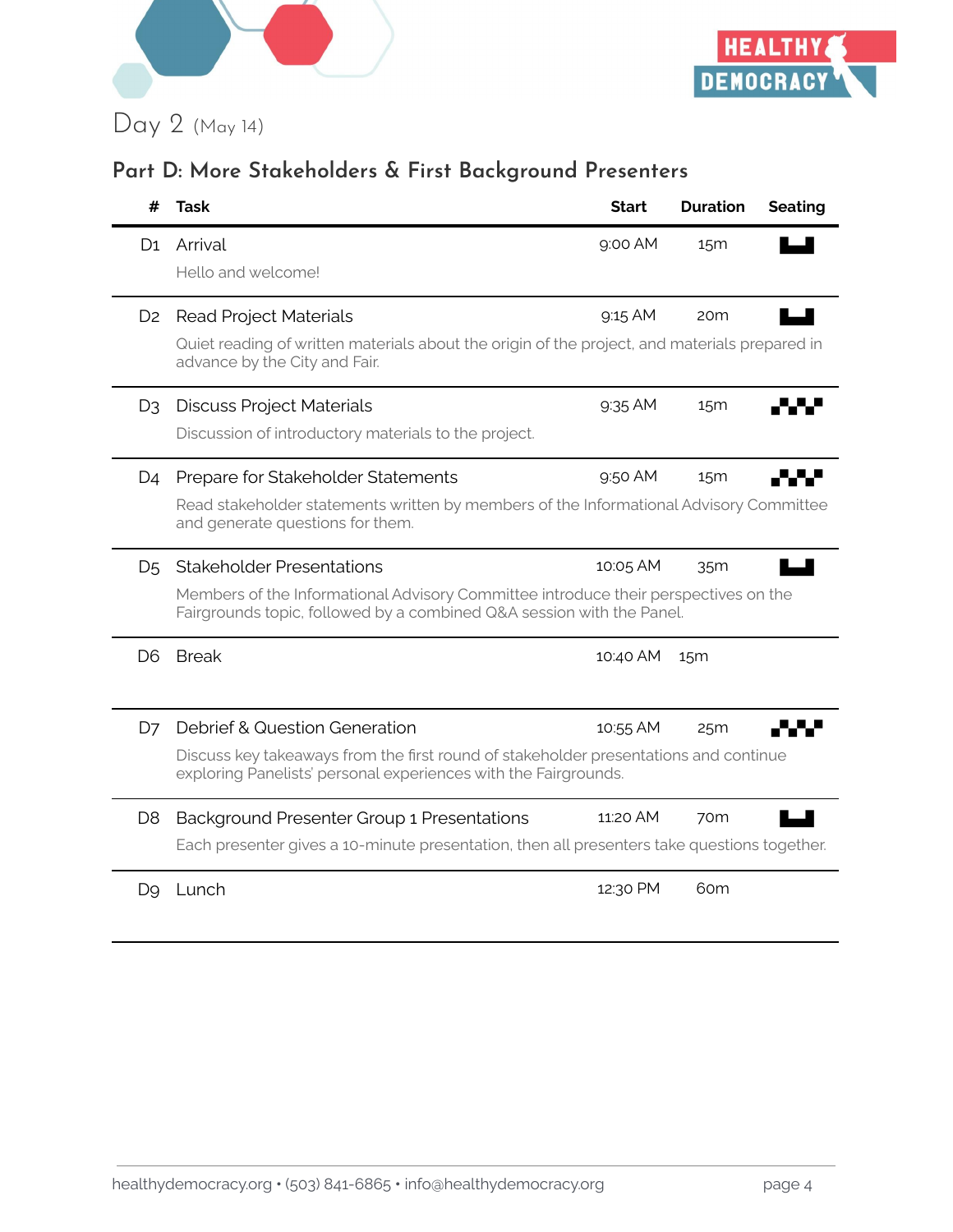Day 2 (May 14)

## Part D: More Stakeholders & First Background Presenters

| # | Task | Start | Duration | Seating |
|---|---|---|---|---|
| D1 | Arrival<br>Hello and welcome! | 9:00 AM | 15m | |
| D2 | Read Project Materials<br>Quiet reading of written materials about the origin of the project, and materials prepared in advance by the City and Fair. | 9:15 AM | 20m | |
| D3 | Discuss Project Materials<br>Discussion of introductory materials to the project. | 9:35 AM | 15m | |
| D4 | Prepare for Stakeholder Statements<br>Read stakeholder statements written by members of the Informational Advisory Committee and generate questions for them. | 9:50 AM | 15m | |
| D5 | Stakeholder Presentations<br>Members of the Informational Advisory Committee introduce their perspectives on the Fairgrounds topic, followed by a combined Q&A session with the Panel. | 10:05 AM | 35m | |
| D6 | Break | 10:40 AM | 15m | |
| D7 | Debrief & Question Generation<br>Discuss key takeaways from the first round of stakeholder presentations and continue exploring Panelists' personal experiences with the Fairgrounds. | 10:55 AM | 25m | |
| D8 | Background Presenter Group 1 Presentations<br>Each presenter gives a 10-minute presentation, then all presenters take questions together. | 11:20 AM | 70m | |
| D9 | Lunch | 12:30 PM | 60m | |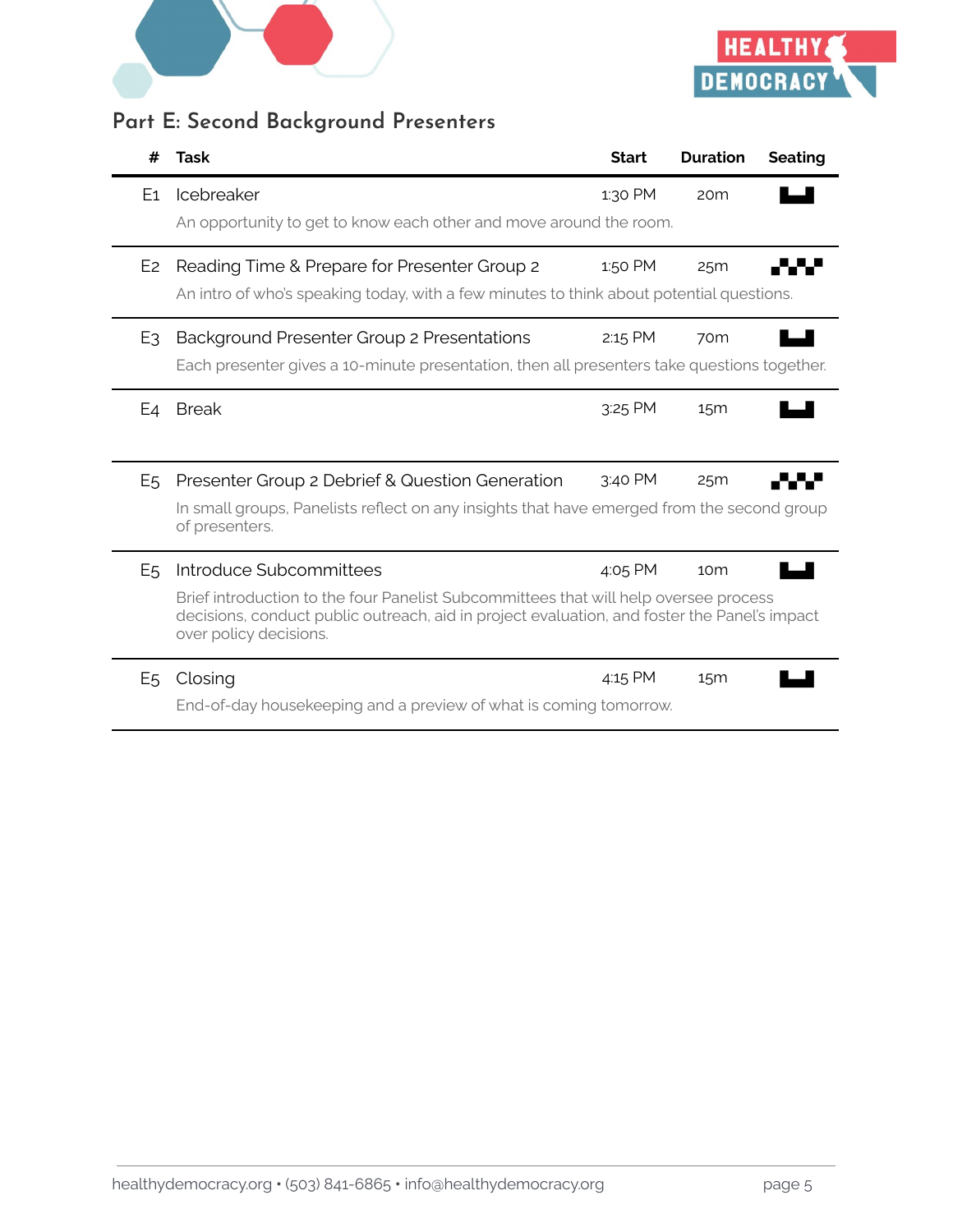## Part E: Second Background Presenters

| # | Task | Start | Duration | Seating |
|---|---|---|---|---|
| E1 | Icebreaker<br>An opportunity to get to know each other and move around the room. | 1:30 PM | 20m | |
| E2 | Reading Time & Prepare for Presenter Group 2<br>An intro of who's speaking today, with a few minutes to think about potential questions. | 1:50 PM | 25m | |
| E3 | Background Presenter Group 2 Presentations<br>Each presenter gives a 10-minute presentation, then all presenters take questions together. | 2:15 PM | 70m | |
| E4 | Break | 3:25 PM | 15m | |
| E5 | Presenter Group 2 Debrief & Question Generation<br>In small groups, Panelists reflect on any insights that have emerged from the second group of presenters. | 3:40 PM | 25m | |
| E5 | Introduce Subcommittees<br>Brief introduction to the four Panelist Subcommittees that will help oversee process decisions, conduct public outreach, aid in project evaluation, and foster the Panel's impact over policy decisions. | 4:05 PM | 10m | |
| E5 | Closing<br>End-of-day housekeeping and a preview of what is coming tomorrow. | 4:15 PM | 15m | |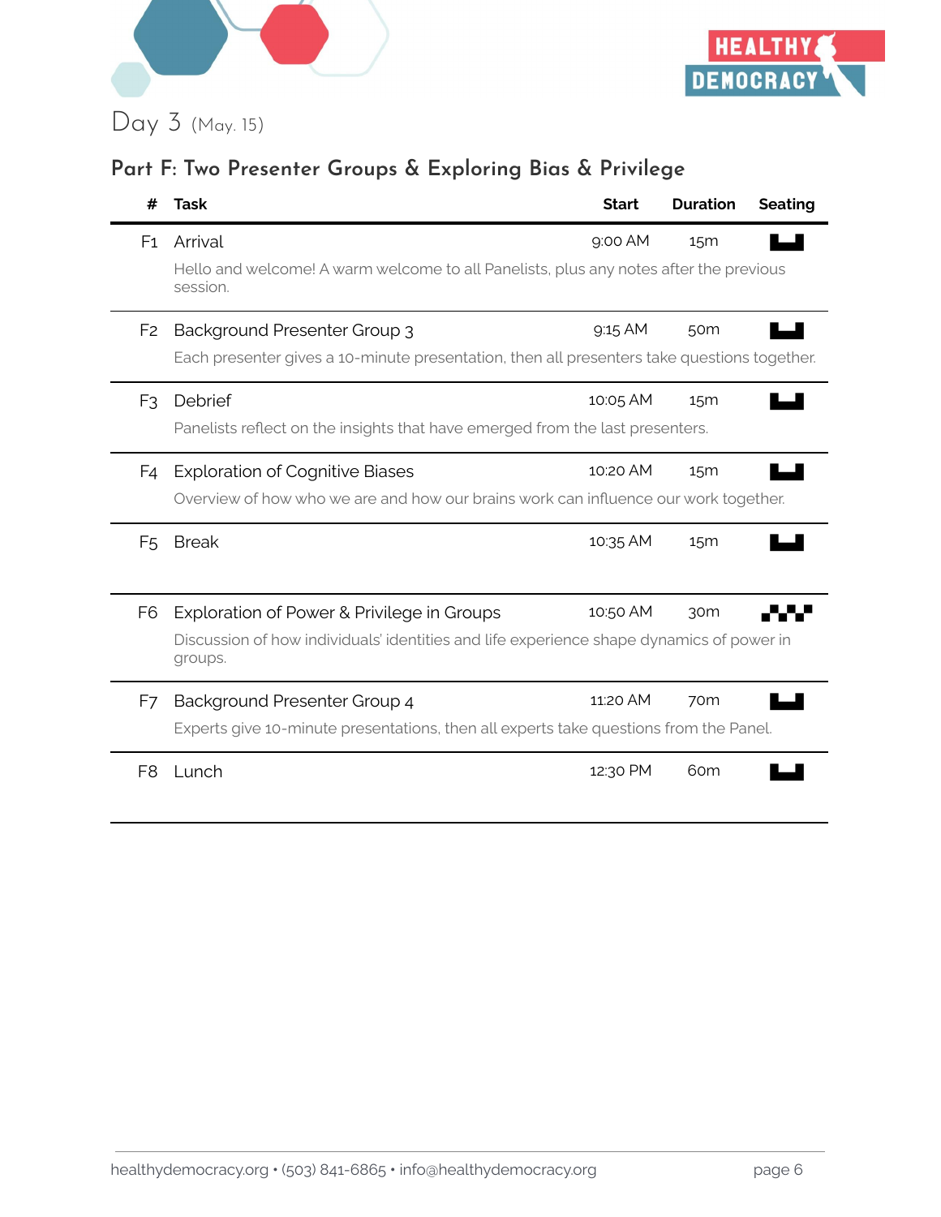## Day 3 (May. 15)

### Part F: Two Presenter Groups & Exploring Bias & Privilege

| # | Task | Start | Duration | Seating |
|---|---|---|---|---|
| F1 | Arrival<br>Hello and welcome! A warm welcome to all Panelists, plus any notes after the previous session. | 9:00 AM | 15m | |
| F2 | Background Presenter Group 3<br>Each presenter gives a 10-minute presentation, then all presenters take questions together. | 9:15 AM | 50m | |
| F3 | Debrief<br>Panelists reflect on the insights that have emerged from the last presenters. | 10:05 AM | 15m | |
| F4 | Exploration of Cognitive Biases<br>Overview of how who we are and how our brains work can influence our work together. | 10:20 AM | 15m | |
| F5 | Break | 10:35 AM | 15m | |
| F6 | Exploration of Power & Privilege in Groups<br>Discussion of how individuals' identities and life experience shape dynamics of power in groups. | 10:50 AM | 30m | |
| F7 | Background Presenter Group 4<br>Experts give 10-minute presentations, then all experts take questions from the Panel. | 11:20 AM | 70m | |
| F8 | Lunch | 12:30 PM | 60m | |

healthydemocracy.org • (503) 841-6865 • info@healthydemocracy.org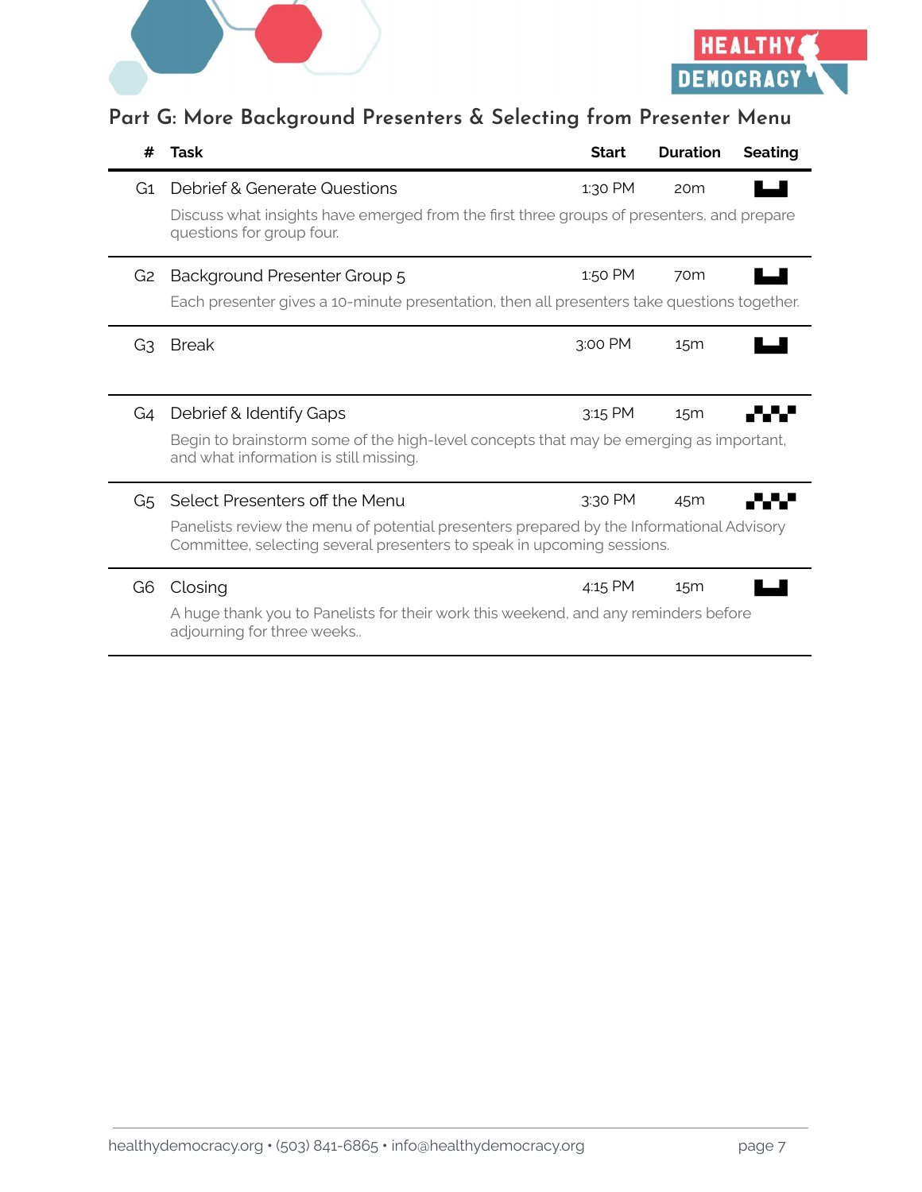## Part G: More Background Presenters & Selecting from Presenter Menu

| # | Task | Start | Duration | Seating |
|---|---|---|---|---|
| G1 | Debrief & Generate Questions<br>Discuss what insights have emerged from the first three groups of presenters, and prepare questions for group four. | 1:30 PM | 20m | |
| G2 | Background Presenter Group 5<br>Each presenter gives a 10-minute presentation, then all presenters take questions together. | 1:50 PM | 70m | |
| G3 | Break | 3:00 PM | 15m | |
| G4 | Debrief & Identify Gaps<br>Begin to brainstorm some of the high-level concepts that may be emerging as important, and what information is still missing. | 3:15 PM | 15m | |
| G5 | Select Presenters off the Menu<br>Panelists review the menu of potential presenters prepared by the Informational Advisory Committee, selecting several presenters to speak in upcoming sessions. | 3:30 PM | 45m | |
| G6 | Closing<br>A huge thank you to Panelists for their work this weekend, and any reminders before adjourning for three weeks.. | 4:15 PM | 15m | |

healthydemocracy.org • (503) 841-6865 • info@healthydemocracy.org